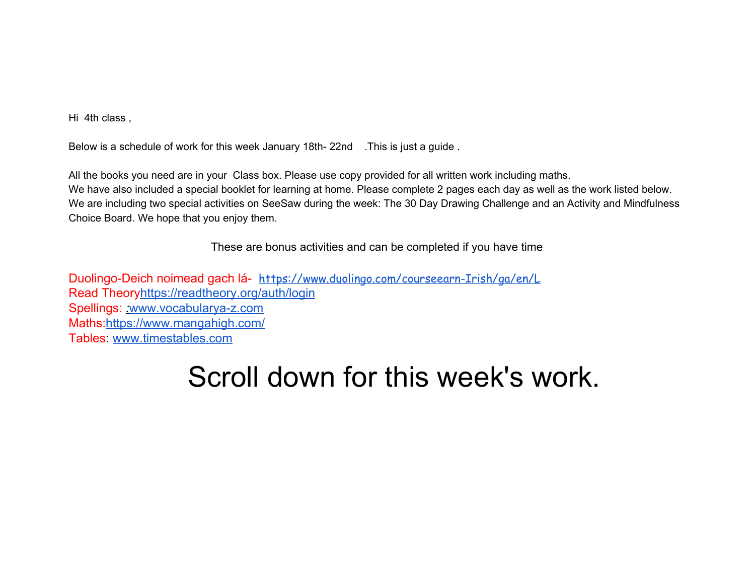Hi 4th class ,

Below is a schedule of work for this week January 18th- 22nd .This is just a guide .

All the books you need are in your Class box. Please use copy provided for all written work including maths.
We have also included a special booklet for learning at home. Please complete 2 pages each day as well as the work listed below.
We are including two special activities on SeeSaw during the week: The 30 Day Drawing Challenge and an Activity and Mindfulness Choice Board. We hope that you enjoy them.

These are bonus activities and can be completed if you have time

Duolingo-Deich noimead gach lá- https://www.duolingo.com/courseearn-Irish/ga/en/L
Read Theoryhttps://readtheory.org/auth/login
Spellings: :www.vocabularya-z.com
Maths:https://www.mangahigh.com/
Tables: www.timestables.com

# Scroll down for this week's work.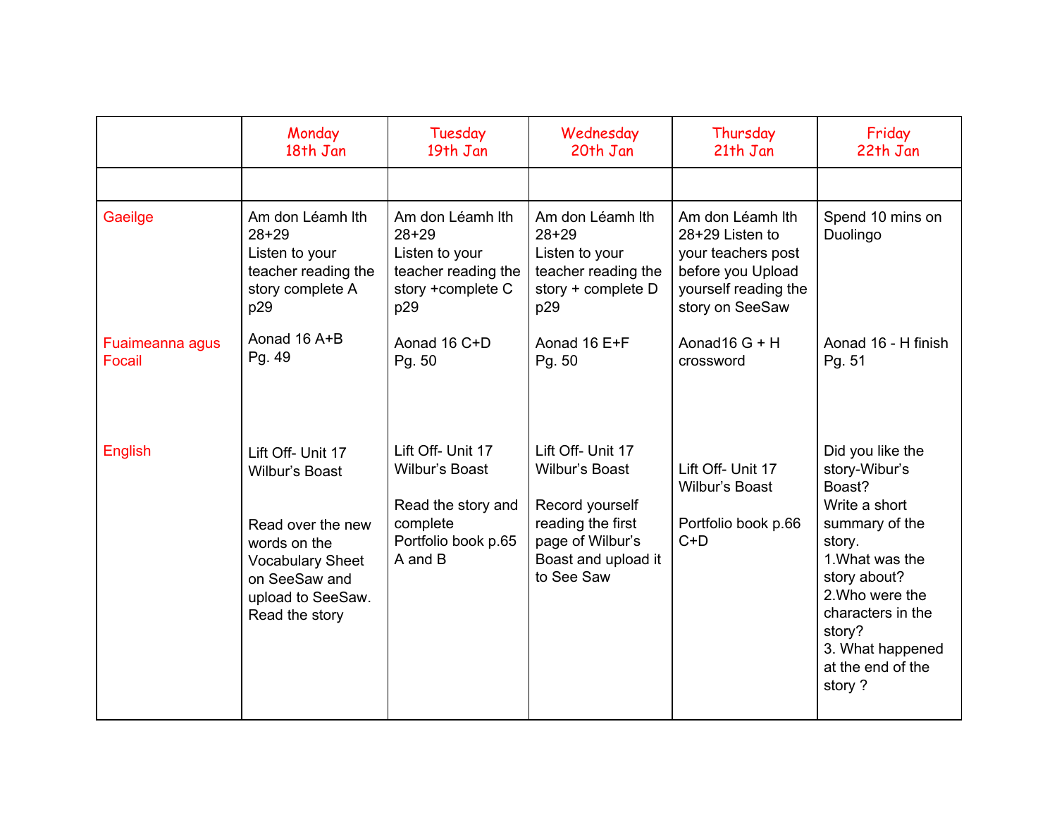| | Monday 18th Jan | Tuesday 19th Jan | Wednesday 20th Jan | Thursday 21th Jan | Friday 22th Jan |
|---|---|---|---|---|---|
| | | | | | |
| Gaeilge | Am don Léamh lth 28+29 Listen to your teacher reading the story complete A p29 | Am don Léamh lth 28+29 Listen to your teacher reading the story +complete C p29 | Am don Léamh lth 28+29 Listen to your teacher reading the story + complete D p29 | Am don Léamh lth 28+29 Listen to your teachers post before you Upload yourself reading the story on SeeSaw | Spend 10 mins on Duolingo |
| Fuaimeanna agus Focail | Aonad 16 A+B Pg. 49 | Aonad 16 C+D Pg. 50 | Aonad 16 E+F Pg. 50 | Aonad16 G + H crossword | Aonad 16 - H finish Pg. 51 |
| English | Lift Off- Unit 17 Wilbur's Boast<br><br>Read over the new words on the Vocabulary Sheet on SeeSaw and upload to SeeSaw. Read the story | Lift Off- Unit 17 Wilbur's Boast<br><br>Read the story and complete Portfolio book p.65 A and B | Lift Off- Unit 17 Wilbur's Boast<br><br>Record yourself reading the first page of Wilbur's Boast and upload it to See Saw | Lift Off- Unit 17 Wilbur's Boast<br><br>Portfolio book p.66 C+D | Did you like the story-Wibur's Boast?<br>Write a short summary of the story.<br>1.What was the story about?<br>2.Who were the characters in the story?<br>3. What happened at the end of the story ? |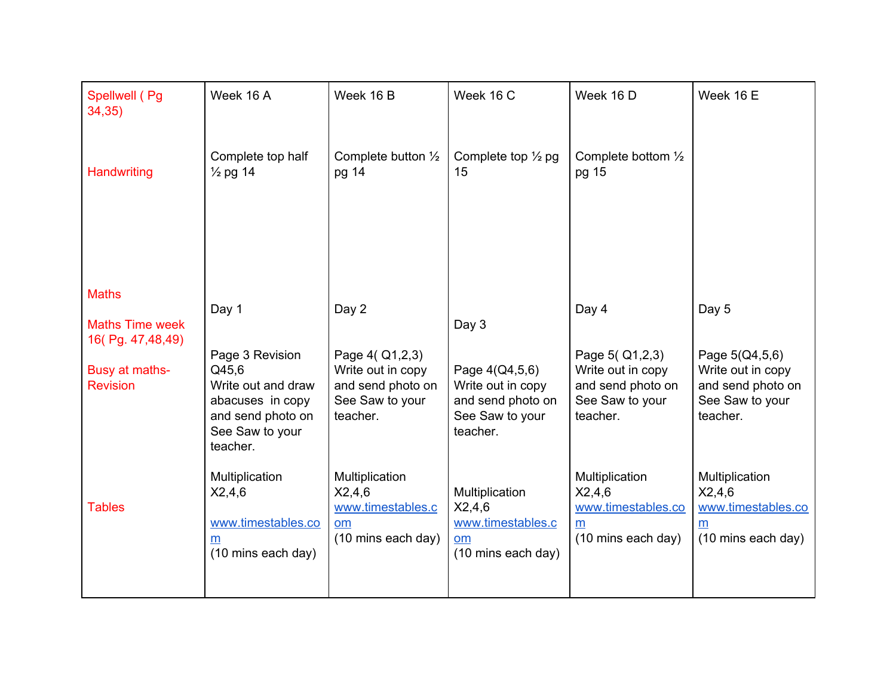| | | | | | |
|---|---|---|---|---|---|
| Spellwell ( Pg 34,35) | Week 16 A | Week 16 B | Week 16 C | Week 16 D | Week 16 E |
| Handwriting | Complete top half ½ pg 14 | Complete button ½ pg 14 | Complete top ½ pg 15 | Complete bottom ½ pg 15 | |
| Maths<br><br>Maths Time week 16( Pg. 47,48,49)<br><br>Busy at maths- Revision | Day 1<br><br>Page 3 Revision Q45,6<br>Write out and draw abacuses in copy and send photo on See Saw to your teacher. | Day 2<br><br>Page 4( Q1,2,3)<br>Write out in copy and send photo on See Saw to your teacher. | Day 3<br><br>Page 4(Q4,5,6)<br>Write out in copy and send photo on See Saw to your teacher. | Day 4<br><br>Page 5( Q1,2,3)<br>Write out in copy and send photo on See Saw to your teacher. | Day 5<br><br>Page 5(Q4,5,6)<br>Write out in copy and send photo on See Saw to your teacher. |
| Tables | Multiplication X2,4,6<br><br>www.timestables.com<br>(10 mins each day) | Multiplication X2,4,6<br>www.timestables.com<br>(10 mins each day) | Multiplication X2,4,6<br>www.timestables.com<br>(10 mins each day) | Multiplication X2,4,6<br>www.timestables.com<br>(10 mins each day) | Multiplication X2,4,6<br>www.timestables.com<br>(10 mins each day) |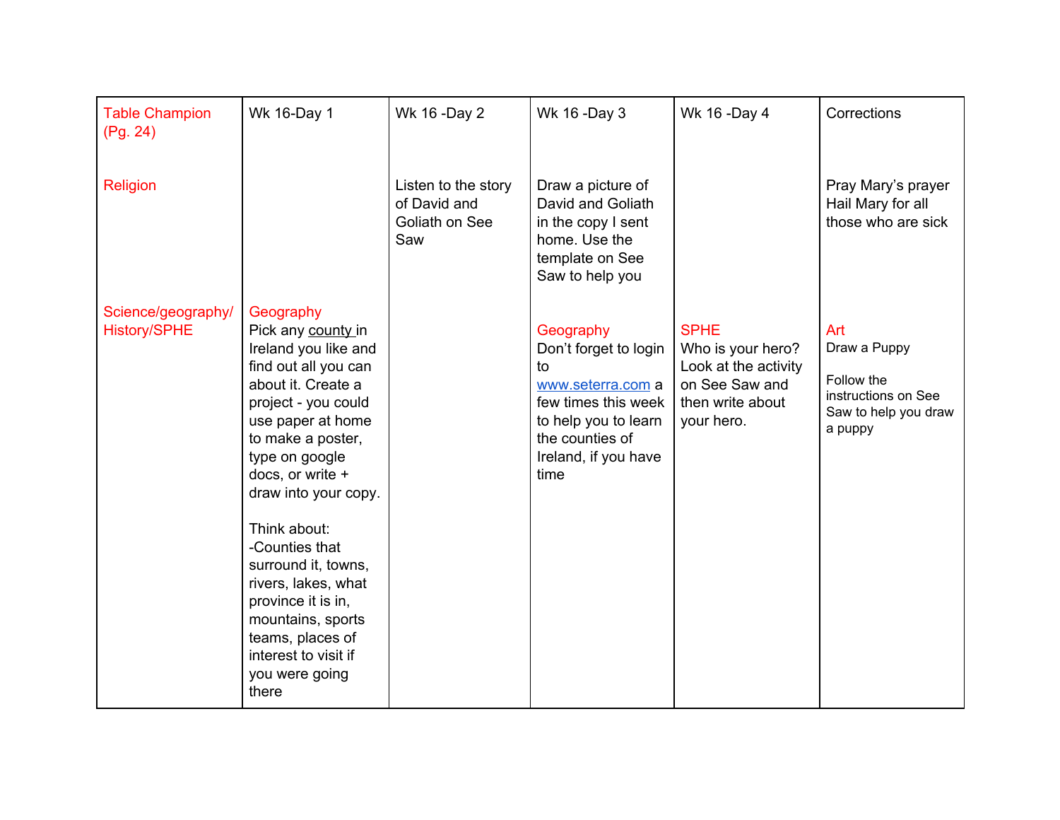| Table Champion (Pg. 24) | Wk 16-Day 1 | Wk 16 -Day 2 | Wk 16 -Day 3 | Wk 16 -Day 4 | Corrections |
|---|---|---|---|---|---|
| Religion | | Listen to the story of David and Goliath on See Saw | Draw a picture of David and Goliath in the copy I sent home. Use the template on See Saw to help you | | Pray Mary's prayer Hail Mary for all those who are sick |
| Science/geography/ History/SPHE | Geography<br>Pick any county in Ireland you like and find out all you can about it. Create a project - you could use paper at home to make a poster, type on google docs, or write + draw into your copy.<br><br>Think about:<br>-Counties that surround it, towns, rivers, lakes, what province it is in, mountains, sports teams, places of interest to visit if you were going there | | Geography<br>Don't forget to login to www.seterra.com a few times this week to help you to learn the counties of Ireland, if you have time | SPHE<br>Who is your hero? Look at the activity on See Saw and then write about your hero. | Art<br>Draw a Puppy<br><br>Follow the instructions on See Saw to help you draw a puppy |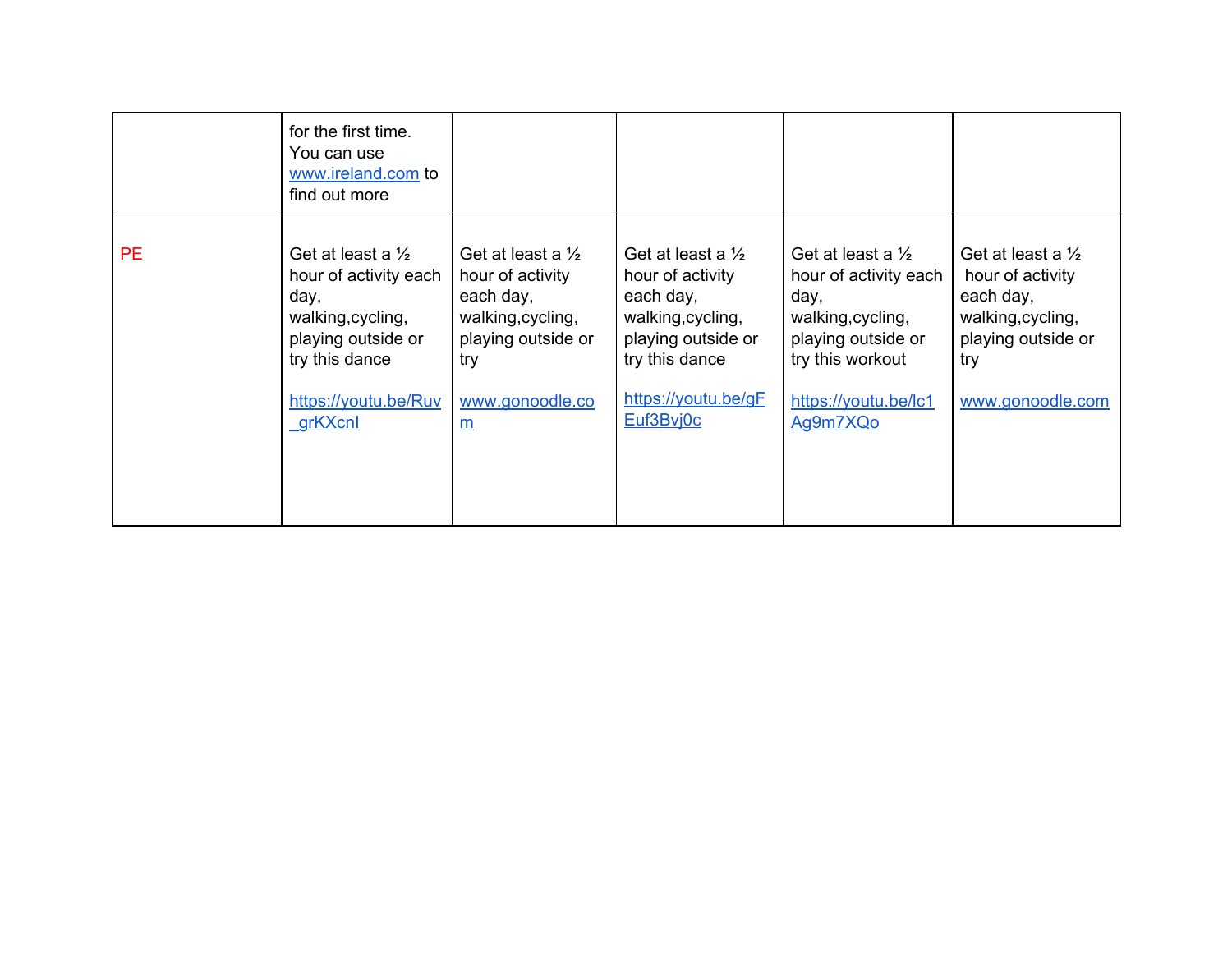| | | | | | |
|---|---|---|---|---|---|
| | for the first time. You can use www.ireland.com to find out more | | | | |
| PE | Get at least a ½ hour of activity each day, walking,cycling, playing outside or try this dance<br><br>https://youtu.be/Ruv_grKXcnl | Get at least a ½ hour of activity each day, walking,cycling, playing outside or try<br><br>www.gonoodle.com | Get at least a ½ hour of activity each day, walking,cycling, playing outside or try this dance<br><br>https://youtu.be/gFEuf3Bvj0c | Get at least a ½ hour of activity each day, walking,cycling, playing outside or try this workout<br><br>https://youtu.be/lc1Ag9m7XQo | Get at least a ½ hour of activity each day, walking,cycling, playing outside or try<br><br>www.gonoodle.com |